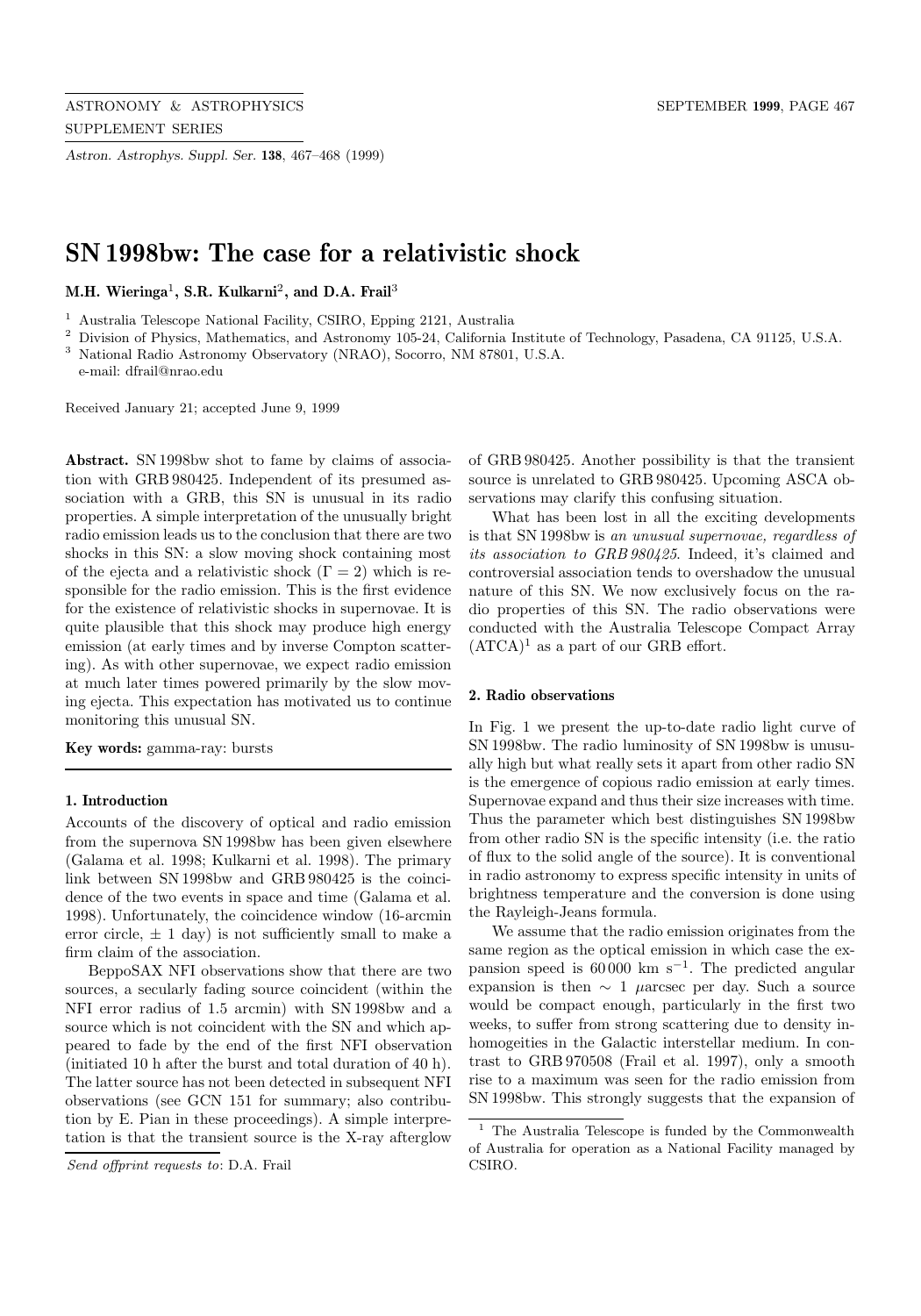# SN 1998bw: The case for a relativistic shock

**M.H. Wieringa[1], S.R. Kulkarni[2], and D.A. Frail[3]**

[1] Australia Telescope National Facility, CSIRO, Epping 2121, Australia
[2] Division of Physics, Mathematics, and Astronomy 105-24, California Institute of Technology, Pasadena, CA 91125, U.S.A.
[3] National Radio Astronomy Observatory (NRAO), Socorro, NM 87801, U.S.A.
e-mail: dfrail@nrao.edu

Received January 21; accepted June 9, 1999

**Abstract.** SN 1998bw shot to fame by claims of association with GRB 980425. Independent of its presumed association with a GRB, this SN is unusual in its radio properties. A simple interpretation of the unusually bright radio emission leads us to the conclusion that there are two shocks in this SN: a slow moving shock containing most of the ejecta and a relativistic shock ($\Gamma = 2$) which is responsible for the radio emission. This is the first evidence for the existence of relativistic shocks in supernovae. It is quite plausible that this shock may produce high energy emission (at early times and by inverse Compton scattering). As with other supernovae, we expect radio emission at much later times powered primarily by the slow moving ejecta. This expectation has motivated us to continue monitoring this unusual SN.

**Key words:** gamma-ray: bursts

## 1. Introduction

Accounts of the discovery of optical and radio emission from the supernova SN 1998bw has been given elsewhere (Galama et al. 1998; Kulkarni et al. 1998). The primary link between SN 1998bw and GRB 980425 is the coincidence of the two events in space and time (Galama et al. 1998). Unfortunately, the coincidence window (16-arcmin error circle, $\pm$ 1 day) is not sufficiently small to make a firm claim of the association.

BeppoSAX NFI observations show that there are two sources, a secularly fading source coincident (within the NFI error radius of 1.5 arcmin) with SN 1998bw and a source which is not coincident with the SN and which appeared to fade by the end of the first NFI observation (initiated 10 h after the burst and total duration of 40 h). The latter source has not been detected in subsequent NFI observations (see GCN 151 for summary; also contribution by E. Pian in these proceedings). A simple interpretation is that the transient source is the X-ray afterglow of GRB 980425. Another possibility is that the transient source is unrelated to GRB 980425. Upcoming ASCA observations may clarify this confusing situation.

What has been lost in all the exciting developments is that SN 1998bw is *an unusual supernovae, regardless of its association to GRB 980425*. Indeed, it's claimed and controversial association tends to overshadow the unusual nature of this SN. We now exclusively focus on the radio properties of this SN. The radio observations were conducted with the Australia Telescope Compact Array (ATCA)[1] as a part of our GRB effort.

## 2. Radio observations

In Fig. 1 we present the up-to-date radio light curve of SN 1998bw. The radio luminosity of SN 1998bw is unusually high but what really sets it apart from other radio SN is the emergence of copious radio emission at early times. Supernovae expand and thus their size increases with time. Thus the parameter which best distinguishes SN 1998bw from other radio SN is the specific intensity (i.e. the ratio of flux to the solid angle of the source). It is conventional in radio astronomy to express specific intensity in units of brightness temperature and the conversion is done using the Rayleigh-Jeans formula.

We assume that the radio emission originates from the same region as the optical emission in which case the expansion speed is 60 000 km s$^{-1}$. The predicted angular expansion is then $\sim$ 1 $\mu$arcsec per day. Such a source would be compact enough, particularly in the first two weeks, to suffer from strong scattering due to density inhomogeities in the Galactic interstellar medium. In contrast to GRB 970508 (Frail et al. 1997), only a smooth rise to a maximum was seen for the radio emission from SN 1998bw. This strongly suggests that the expansion of

*Send offprint requests to*: D.A. Frail

[1] The Australia Telescope is funded by the Commonwealth of Australia for operation as a National Facility managed by CSIRO.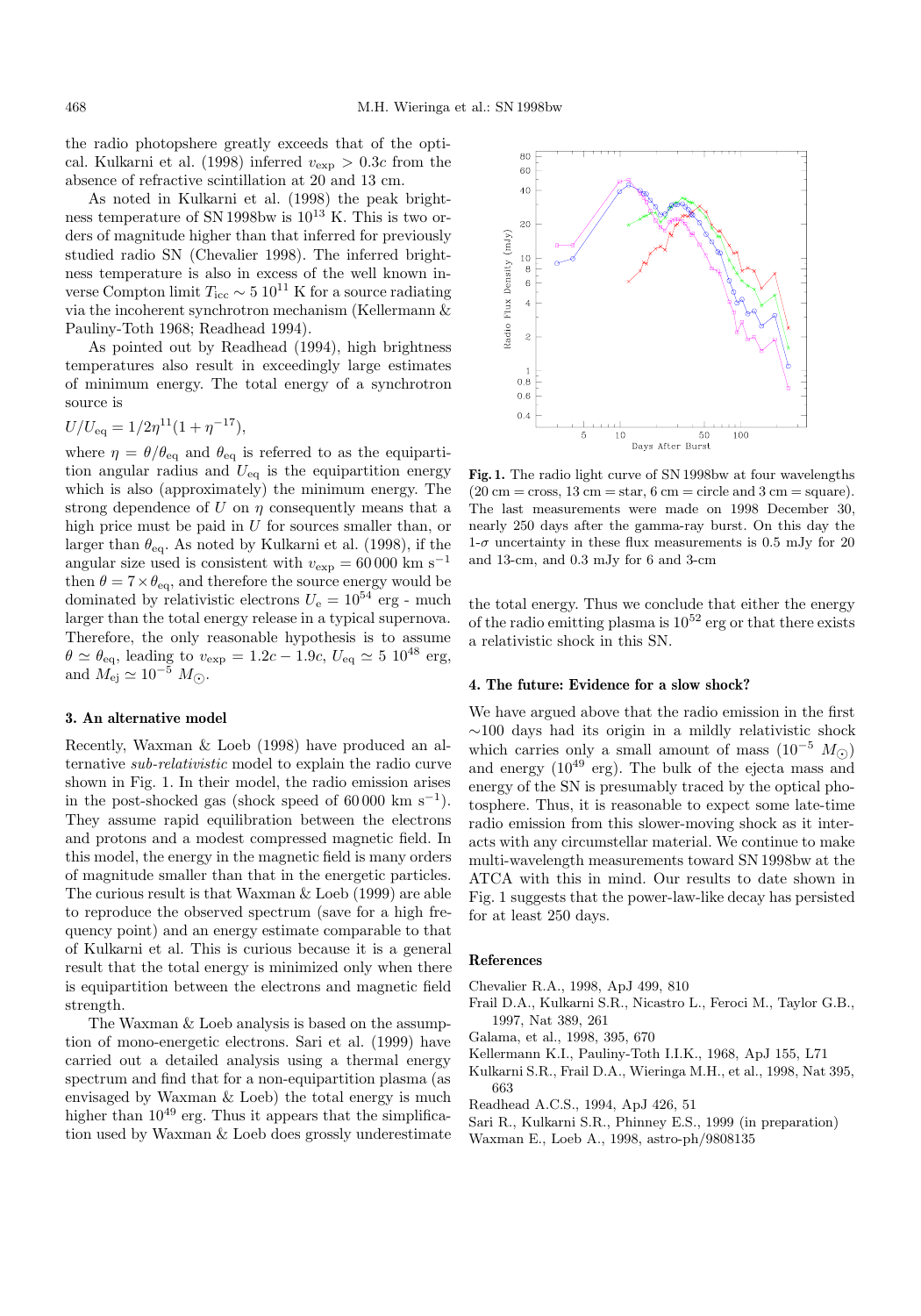the radio photopshere greatly exceeds that of the optical. Kulkarni et al. (1998) inferred $v_{\rm exp} > 0.3c$ from the absence of refractive scintillation at 20 and 13 cm.

As noted in Kulkarni et al. (1998) the peak brightness temperature of SN 1998bw is $10^{13}$ K. This is two orders of magnitude higher than that inferred for previously studied radio SN (Chevalier 1998). The inferred brightness temperature is also in excess of the well known inverse Compton limit $T_{\rm icc} \sim 5\ 10^{11}$ K for a source radiating via the incoherent synchrotron mechanism (Kellermann & Pauliny-Toth 1968; Readhead 1994).

As pointed out by Readhead (1994), high brightness temperatures also result in exceedingly large estimates of minimum energy. The total energy of a synchrotron source is

$$U/U_{\rm eq} = 1/2\eta^{11}(1+\eta^{-17}),$$

where $\eta = \theta/\theta_{\rm eq}$ and $\theta_{\rm eq}$ is referred to as the equipartition angular radius and $U_{\rm eq}$ is the equipartition energy which is also (approximately) the minimum energy. The strong dependence of $U$ on $\eta$ consequently means that a high price must be paid in $U$ for sources smaller than, or larger than $\theta_{\rm eq}$. As noted by Kulkarni et al. (1998), if the angular size used is consistent with $v_{\rm exp} = 60\,000$ km s$^{-1}$ then $\theta = 7 \times \theta_{\rm eq}$, and therefore the source energy would be dominated by relativistic electrons $U_{\rm e} = 10^{54}$ erg - much larger than the total energy release in a typical supernova. Therefore, the only reasonable hypothesis is to assume $\theta \simeq \theta_{\rm eq}$, leading to $v_{\rm exp} = 1.2c - 1.9c$, $U_{\rm eq} \simeq 5\ 10^{48}$ erg, and $M_{\rm ej} \simeq 10^{-5}\ M_\odot$.

## 3. An alternative model

Recently, Waxman & Loeb (1998) have produced an alternative *sub-relativistic* model to explain the radio curve shown in Fig. 1. In their model, the radio emission arises in the post-shocked gas (shock speed of 60 000 km s$^{-1}$). They assume rapid equilibration between the electrons and protons and a modest compressed magnetic field. In this model, the energy in the magnetic field is many orders of magnitude smaller than that in the energetic particles. The curious result is that Waxman & Loeb (1999) are able to reproduce the observed spectrum (save for a high frequency point) and an energy estimate comparable to that of Kulkarni et al. This is curious because it is a general result that the total energy is minimized only when there is equipartition between the electrons and magnetic field strength.

The Waxman & Loeb analysis is based on the assumption of mono-energetic electrons. Sari et al. (1999) have carried out a detailed analysis using a thermal energy spectrum and find that for a non-equipartition plasma (as envisaged by Waxman & Loeb) the total energy is much higher than $10^{49}$ erg. Thus it appears that the simplification used by Waxman & Loeb does grossly underestimate the total energy. Thus we conclude that either the energy of the radio emitting plasma is $10^{52}$ erg or that there exists a relativistic shock in this SN.

Radio Flux Density (mJy)
80
60
40
20
10
8
6
4
2
1
0.8
0.6
0.4
5
10
50
100
Days After Burst

**Fig. 1.** The radio light curve of SN 1998bw at four wavelengths (20 cm = cross, 13 cm = star, 6 cm = circle and 3 cm = square). The last measurements were made on 1998 December 30, nearly 250 days after the gamma-ray burst. On this day the 1-$\sigma$ uncertainty in these flux measurements is 0.5 mJy for 20 and 13-cm, and 0.3 mJy for 6 and 3-cm

## 4. The future: Evidence for a slow shock?

We have argued above that the radio emission in the first $\sim$100 days had its origin in a mildly relativistic shock which carries only a small amount of mass ($10^{-5}\ M_\odot$) and energy ($10^{49}$ erg). The bulk of the ejecta mass and energy of the SN is presumably traced by the optical photosphere. Thus, it is reasonable to expect some late-time radio emission from this slower-moving shock as it interacts with any circumstellar material. We continue to make multi-wavelength measurements toward SN 1998bw at the ATCA with this in mind. Our results to date shown in Fig. 1 suggests that the power-law-like decay has persisted for at least 250 days.

## References

Chevalier R.A., 1998, ApJ 499, 810

Frail D.A., Kulkarni S.R., Nicastro L., Feroci M., Taylor G.B., 1997, Nat 389, 261

Galama, et al., 1998, 395, 670

Kellermann K.I., Pauliny-Toth I.I.K., 1968, ApJ 155, L71

Kulkarni S.R., Frail D.A., Wieringa M.H., et al., 1998, Nat 395, 663

Readhead A.C.S., 1994, ApJ 426, 51

Sari R., Kulkarni S.R., Phinney E.S., 1999 (in preparation)

Waxman E., Loeb A., 1998, astro-ph/9808135